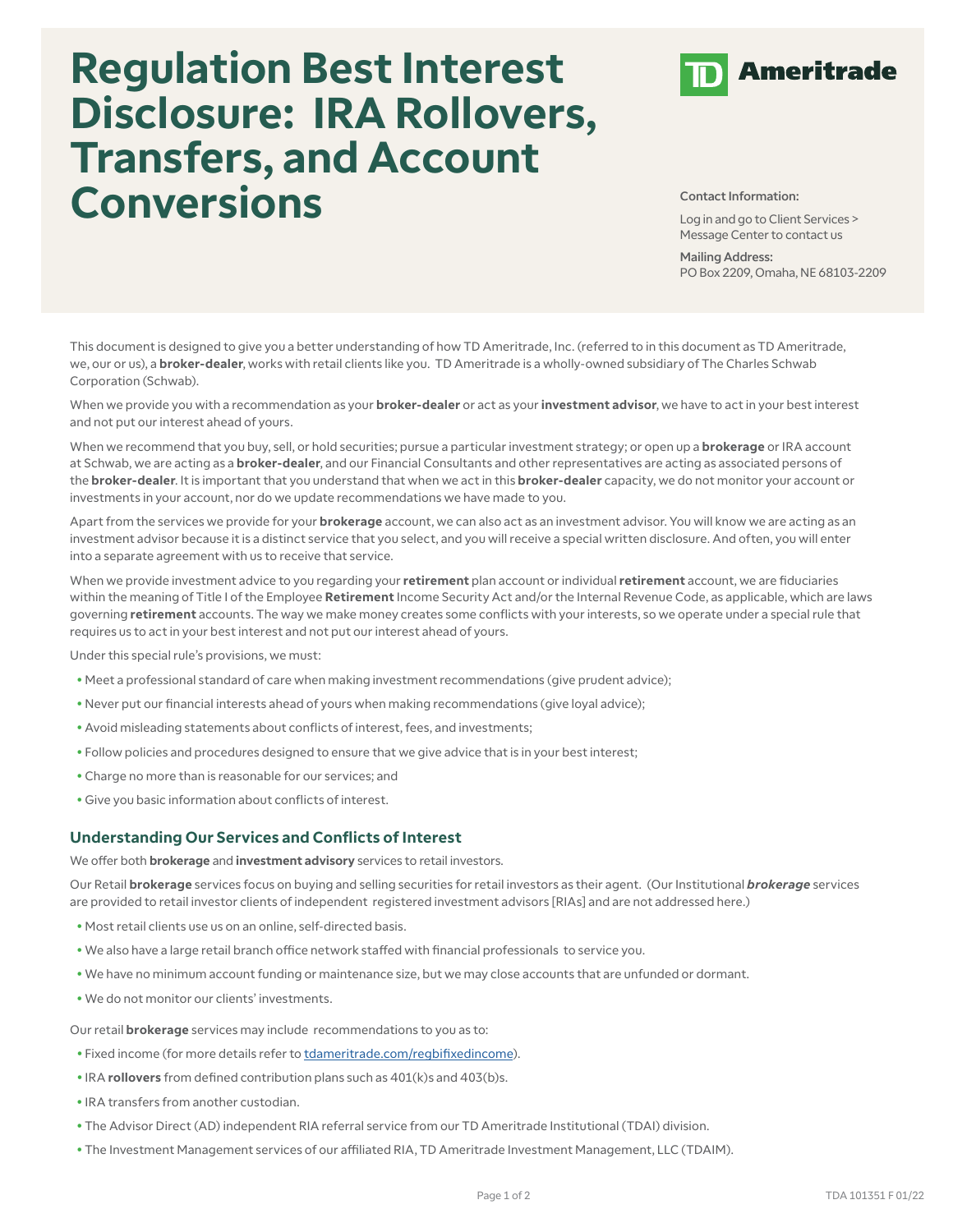# Regulation Best Interest Disclosure: IRA Rollovers, Transfers, and Account Conversions

TD Ameritrade

Contact Information:

Log in and go to Client Services > Message Center to contact us

Mailing Address:
PO Box 2209, Omaha, NE 68103-2209

This document is designed to give you a better understanding of how TD Ameritrade, Inc. (referred to in this document as TD Ameritrade, we, our or us), a **broker-dealer**, works with retail clients like you. TD Ameritrade is a wholly-owned subsidiary of The Charles Schwab Corporation (Schwab).

When we provide you with a recommendation as your **broker-dealer** or act as your **investment advisor**, we have to act in your best interest and not put our interest ahead of yours.

When we recommend that you buy, sell, or hold securities; pursue a particular investment strategy; or open up a **brokerage** or IRA account at Schwab, we are acting as a **broker-dealer**, and our Financial Consultants and other representatives are acting as associated persons of the **broker-dealer**. It is important that you understand that when we act in this **broker-dealer** capacity, we do not monitor your account or investments in your account, nor do we update recommendations we have made to you.

Apart from the services we provide for your **brokerage** account, we can also act as an investment advisor. You will know we are acting as an investment advisor because it is a distinct service that you select, and you will receive a special written disclosure. And often, you will enter into a separate agreement with us to receive that service.

When we provide investment advice to you regarding your **retirement** plan account or individual **retirement** account, we are fiduciaries within the meaning of Title I of the Employee **Retirement** Income Security Act and/or the Internal Revenue Code, as applicable, which are laws governing **retirement** accounts. The way we make money creates some conflicts with your interests, so we operate under a special rule that requires us to act in your best interest and not put our interest ahead of yours.

Under this special rule's provisions, we must:

- Meet a professional standard of care when making investment recommendations (give prudent advice);
- Never put our financial interests ahead of yours when making recommendations (give loyal advice);
- Avoid misleading statements about conflicts of interest, fees, and investments;
- Follow policies and procedures designed to ensure that we give advice that is in your best interest;
- Charge no more than is reasonable for our services; and
- Give you basic information about conflicts of interest.

## Understanding Our Services and Conflicts of Interest

We offer both **brokerage** and **investment advisory** services to retail investors.

Our Retail **brokerage** services focus on buying and selling securities for retail investors as their agent. (Our Institutional ***brokerage*** services are provided to retail investor clients of independent registered investment advisors [RIAs] and are not addressed here.)

- Most retail clients use us on an online, self-directed basis.
- We also have a large retail branch office network staffed with financial professionals to service you.
- We have no minimum account funding or maintenance size, but we may close accounts that are unfunded or dormant.
- We do not monitor our clients' investments.

Our retail **brokerage** services may include recommendations to you as to:

- Fixed income (for more details refer to tdameritrade.com/regbifixedincome).
- IRA **rollovers** from defined contribution plans such as 401(k)s and 403(b)s.
- IRA transfers from another custodian.
- The Advisor Direct (AD) independent RIA referral service from our TD Ameritrade Institutional (TDAI) division.
- The Investment Management services of our affiliated RIA, TD Ameritrade Investment Management, LLC (TDAIM).

TDA 101351 F 01/22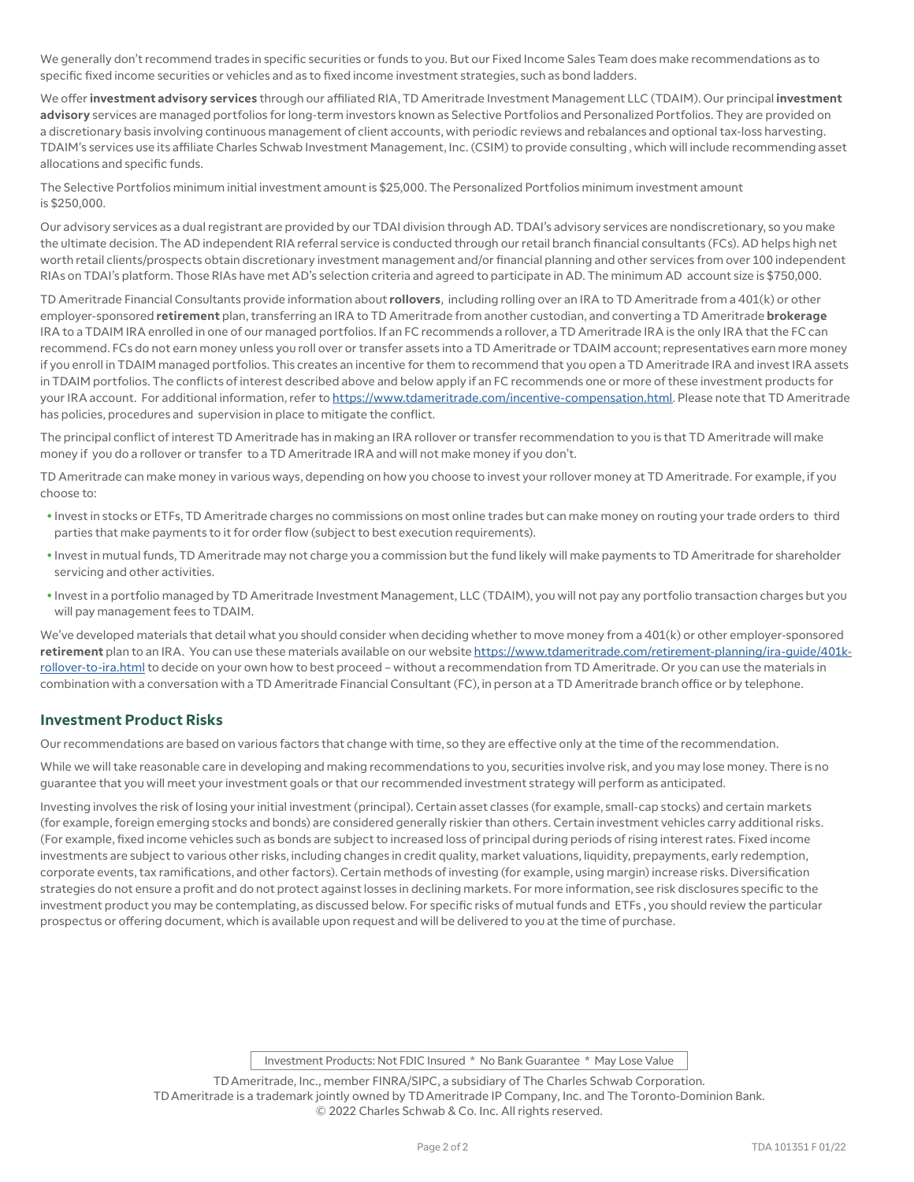We generally don't recommend trades in specific securities or funds to you. But our Fixed Income Sales Team does make recommendations as to specific fixed income securities or vehicles and as to fixed income investment strategies, such as bond ladders.

We offer **investment advisory services** through our affiliated RIA, TD Ameritrade Investment Management LLC (TDAIM). Our principal **investment advisory** services are managed portfolios for long-term investors known as Selective Portfolios and Personalized Portfolios. They are provided on a discretionary basis involving continuous management of client accounts, with periodic reviews and rebalances and optional tax-loss harvesting. TDAIM's services use its affiliate Charles Schwab Investment Management, Inc. (CSIM) to provide consulting , which will include recommending asset allocations and specific funds.

The Selective Portfolios minimum initial investment amount is $25,000. The Personalized Portfolios minimum investment amount is $250,000.

Our advisory services as a dual registrant are provided by our TDAI division through AD. TDAI's advisory services are nondiscretionary, so you make the ultimate decision. The AD independent RIA referral service is conducted through our retail branch financial consultants (FCs). AD helps high net worth retail clients/prospects obtain discretionary investment management and/or financial planning and other services from over 100 independent RIAs on TDAI's platform. Those RIAs have met AD's selection criteria and agreed to participate in AD. The minimum AD account size is $750,000.

TD Ameritrade Financial Consultants provide information about **rollovers**, including rolling over an IRA to TD Ameritrade from a 401(k) or other employer-sponsored **retirement** plan, transferring an IRA to TD Ameritrade from another custodian, and converting a TD Ameritrade **brokerage** IRA to a TDAIM IRA enrolled in one of our managed portfolios. If an FC recommends a rollover, a TD Ameritrade IRA is the only IRA that the FC can recommend. FCs do not earn money unless you roll over or transfer assets into a TD Ameritrade or TDAIM account; representatives earn more money if you enroll in TDAIM managed portfolios. This creates an incentive for them to recommend that you open a TD Ameritrade IRA and invest IRA assets in TDAIM portfolios. The conflicts of interest described above and below apply if an FC recommends one or more of these investment products for your IRA account. For additional information, refer to https://www.tdameritrade.com/incentive-compensation.html. Please note that TD Ameritrade has policies, procedures and supervision in place to mitigate the conflict.

The principal conflict of interest TD Ameritrade has in making an IRA rollover or transfer recommendation to you is that TD Ameritrade will make money if you do a rollover or transfer to a TD Ameritrade IRA and will not make money if you don't.

TD Ameritrade can make money in various ways, depending on how you choose to invest your rollover money at TD Ameritrade. For example, if you choose to:

- Invest in stocks or ETFs, TD Ameritrade charges no commissions on most online trades but can make money on routing your trade orders to third parties that make payments to it for order flow (subject to best execution requirements).
- Invest in mutual funds, TD Ameritrade may not charge you a commission but the fund likely will make payments to TD Ameritrade for shareholder servicing and other activities.
- Invest in a portfolio managed by TD Ameritrade Investment Management, LLC (TDAIM), you will not pay any portfolio transaction charges but you will pay management fees to TDAIM.

We've developed materials that detail what you should consider when deciding whether to move money from a 401(k) or other employer-sponsored **retirement** plan to an IRA. You can use these materials available on our website https://www.tdameritrade.com/retirement-planning/ira-guide/401k-rollover-to-ira.html to decide on your own how to best proceed – without a recommendation from TD Ameritrade. Or you can use the materials in combination with a conversation with a TD Ameritrade Financial Consultant (FC), in person at a TD Ameritrade branch office or by telephone.

## Investment Product Risks

Our recommendations are based on various factors that change with time, so they are effective only at the time of the recommendation.

While we will take reasonable care in developing and making recommendations to you, securities involve risk, and you may lose money. There is no guarantee that you will meet your investment goals or that our recommended investment strategy will perform as anticipated.

Investing involves the risk of losing your initial investment (principal). Certain asset classes (for example, small-cap stocks) and certain markets (for example, foreign emerging stocks and bonds) are considered generally riskier than others. Certain investment vehicles carry additional risks. (For example, fixed income vehicles such as bonds are subject to increased loss of principal during periods of rising interest rates. Fixed income investments are subject to various other risks, including changes in credit quality, market valuations, liquidity, prepayments, early redemption, corporate events, tax ramifications, and other factors). Certain methods of investing (for example, using margin) increase risks. Diversification strategies do not ensure a profit and do not protect against losses in declining markets. For more information, see risk disclosures specific to the investment product you may be contemplating, as discussed below. For specific risks of mutual funds and ETFs , you should review the particular prospectus or offering document, which is available upon request and will be delivered to you at the time of purchase.

Investment Products: Not FDIC Insured * No Bank Guarantee * May Lose Value

TD Ameritrade, Inc., member FINRA/SIPC, a subsidiary of The Charles Schwab Corporation.
TD Ameritrade is a trademark jointly owned by TD Ameritrade IP Company, Inc. and The Toronto-Dominion Bank.
© 2022 Charles Schwab & Co. Inc. All rights reserved.

TDA 101351 F 01/22